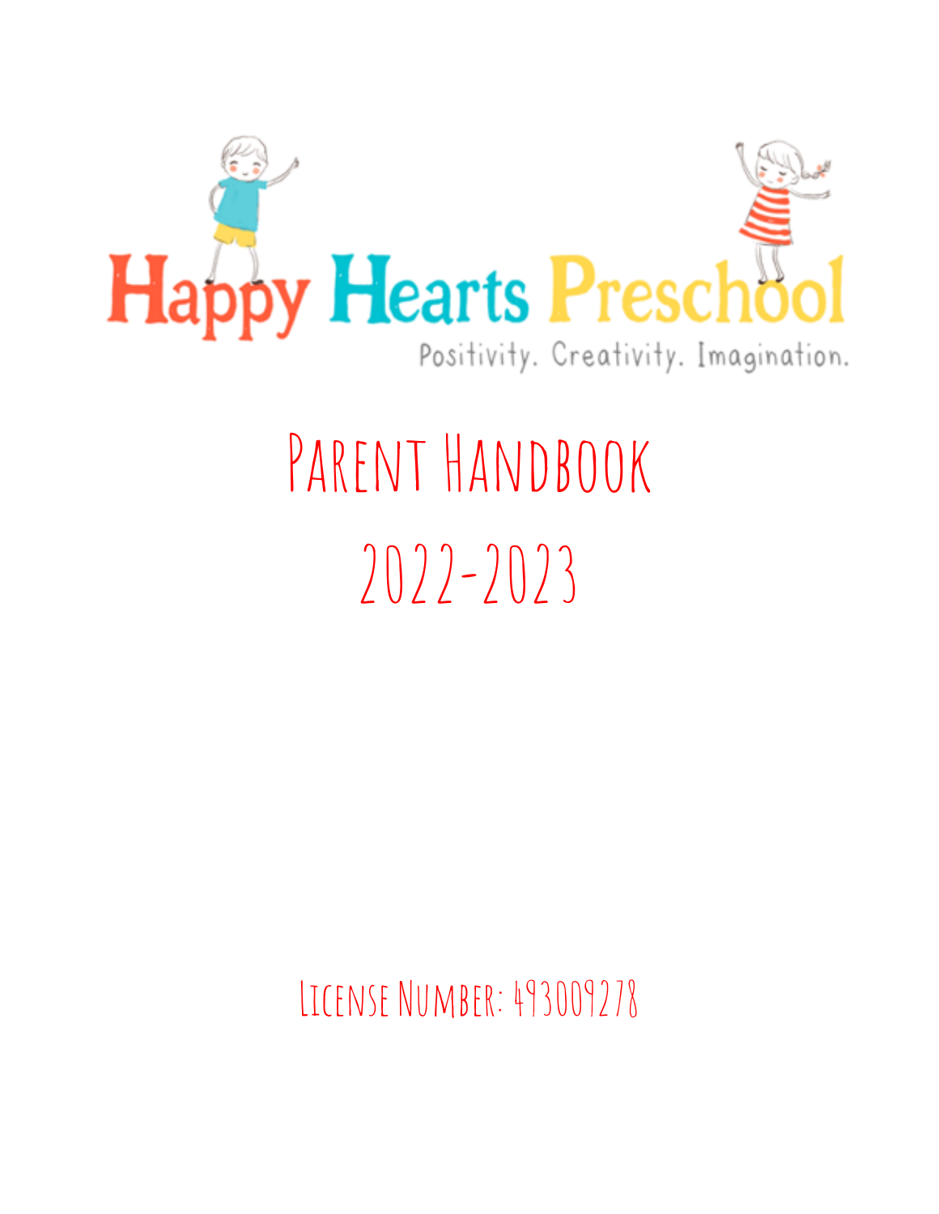# Happy Hearts Preschool

Positivity. Creativity. Imagination.

# Parent Handbook

# 2022-2023

License Number: 493009278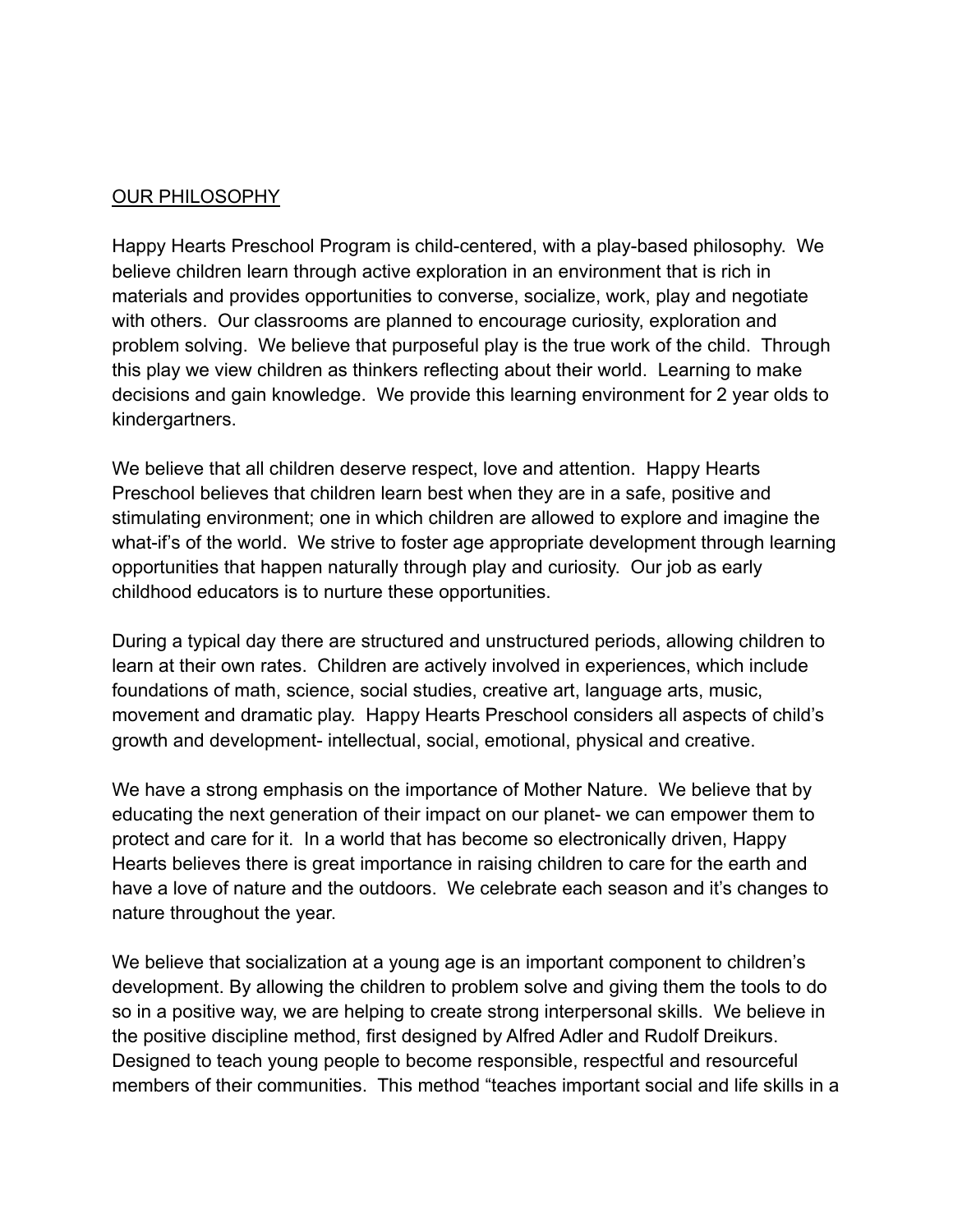## OUR PHILOSOPHY

Happy Hearts Preschool Program is child-centered, with a play-based philosophy. We believe children learn through active exploration in an environment that is rich in materials and provides opportunities to converse, socialize, work, play and negotiate with others. Our classrooms are planned to encourage curiosity, exploration and problem solving. We believe that purposeful play is the true work of the child. Through this play we view children as thinkers reflecting about their world. Learning to make decisions and gain knowledge. We provide this learning environment for 2 year olds to kindergartners.

We believe that all children deserve respect, love and attention. Happy Hearts Preschool believes that children learn best when they are in a safe, positive and stimulating environment; one in which children are allowed to explore and imagine the what-if's of the world. We strive to foster age appropriate development through learning opportunities that happen naturally through play and curiosity. Our job as early childhood educators is to nurture these opportunities.

During a typical day there are structured and unstructured periods, allowing children to learn at their own rates. Children are actively involved in experiences, which include foundations of math, science, social studies, creative art, language arts, music, movement and dramatic play. Happy Hearts Preschool considers all aspects of child's growth and development- intellectual, social, emotional, physical and creative.

We have a strong emphasis on the importance of Mother Nature. We believe that by educating the next generation of their impact on our planet- we can empower them to protect and care for it. In a world that has become so electronically driven, Happy Hearts believes there is great importance in raising children to care for the earth and have a love of nature and the outdoors. We celebrate each season and it's changes to nature throughout the year.

We believe that socialization at a young age is an important component to children's development. By allowing the children to problem solve and giving them the tools to do so in a positive way, we are helping to create strong interpersonal skills. We believe in the positive discipline method, first designed by Alfred Adler and Rudolf Dreikurs. Designed to teach young people to become responsible, respectful and resourceful members of their communities. This method "teaches important social and life skills in a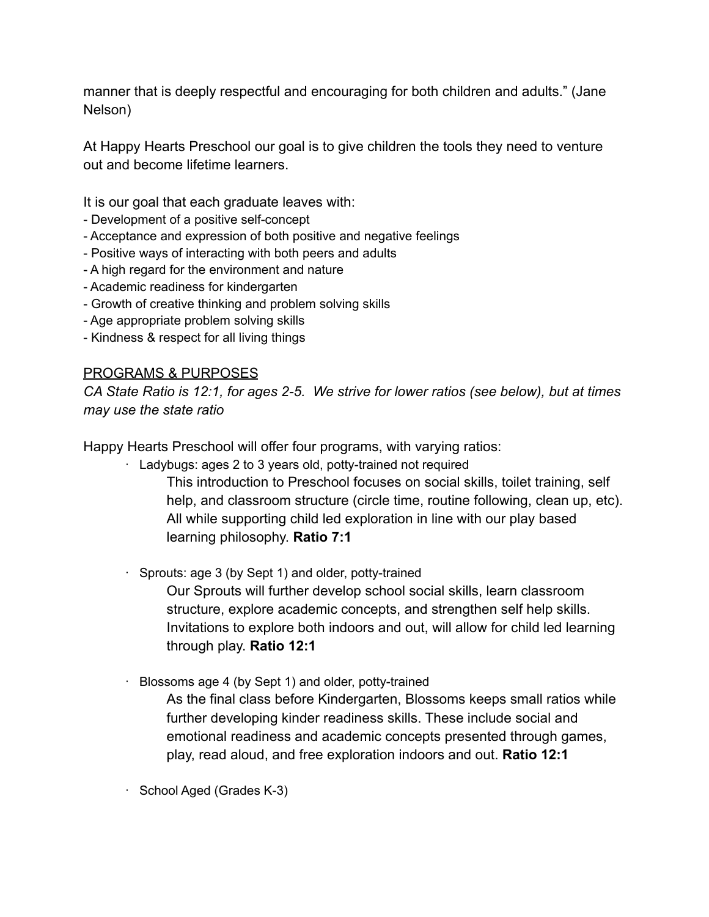manner that is deeply respectful and encouraging for both children and adults." (Jane Nelson)

At Happy Hearts Preschool our goal is to give children the tools they need to venture out and become lifetime learners.

It is our goal that each graduate leaves with:
- Development of a positive self-concept
- Acceptance and expression of both positive and negative feelings
- Positive ways of interacting with both peers and adults
- A high regard for the environment and nature
- Academic readiness for kindergarten
- Growth of creative thinking and problem solving skills
- Age appropriate problem solving skills
- Kindness & respect for all living things

<u>PROGRAMS & PURPOSES</u>

*CA State Ratio is 12:1, for ages 2-5. We strive for lower ratios (see below), but at times may use the state ratio*

Happy Hearts Preschool will offer four programs, with varying ratios:

- Ladybugs: ages 2 to 3 years old, potty-trained not required

  This introduction to Preschool focuses on social skills, toilet training, self help, and classroom structure (circle time, routine following, clean up, etc). All while supporting child led exploration in line with our play based learning philosophy. **Ratio 7:1**

- Sprouts: age 3 (by Sept 1) and older, potty-trained

  Our Sprouts will further develop school social skills, learn classroom structure, explore academic concepts, and strengthen self help skills. Invitations to explore both indoors and out, will allow for child led learning through play. **Ratio 12:1**

- Blossoms age 4 (by Sept 1) and older, potty-trained

  As the final class before Kindergarten, Blossoms keeps small ratios while further developing kinder readiness skills. These include social and emotional readiness and academic concepts presented through games, play, read aloud, and free exploration indoors and out. **Ratio 12:1**

- School Aged (Grades K-3)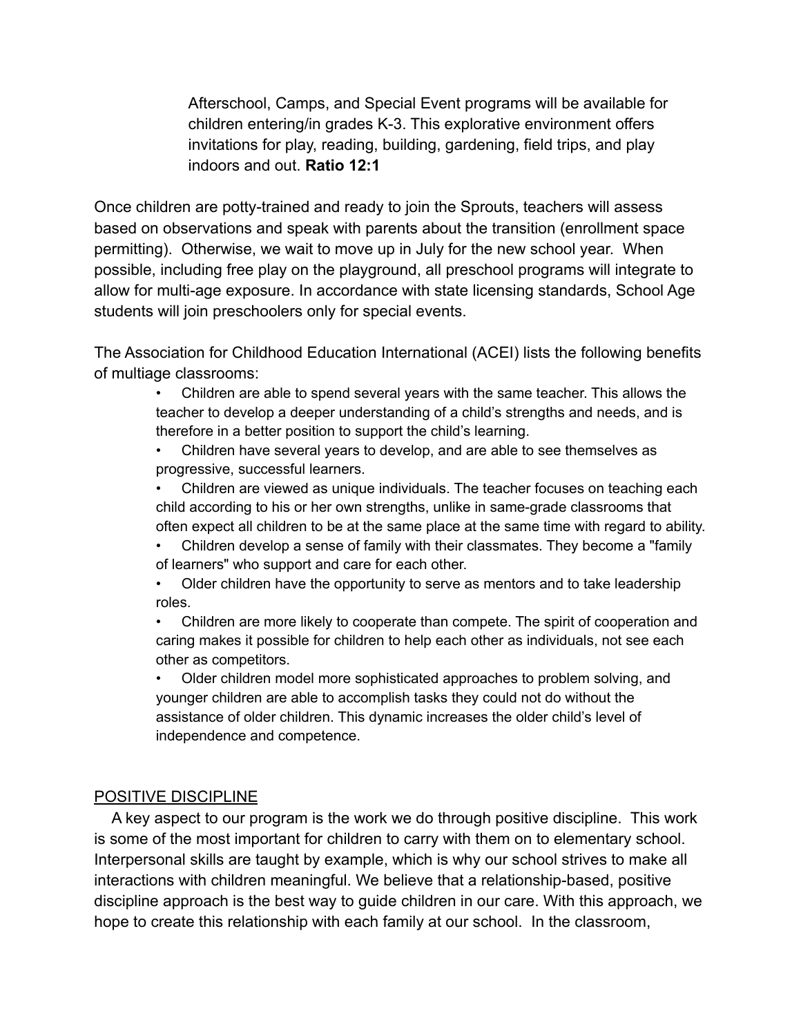Afterschool, Camps, and Special Event programs will be available for children entering/in grades K-3. This explorative environment offers invitations for play, reading, building, gardening, field trips, and play indoors and out. **Ratio 12:1**

Once children are potty-trained and ready to join the Sprouts, teachers will assess based on observations and speak with parents about the transition (enrollment space permitting). Otherwise, we wait to move up in July for the new school year. When possible, including free play on the playground, all preschool programs will integrate to allow for multi-age exposure. In accordance with state licensing standards, School Age students will join preschoolers only for special events.

The Association for Childhood Education International (ACEI) lists the following benefits of multiage classrooms:

- Children are able to spend several years with the same teacher. This allows the teacher to develop a deeper understanding of a child's strengths and needs, and is therefore in a better position to support the child's learning.
- Children have several years to develop, and are able to see themselves as progressive, successful learners.
- Children are viewed as unique individuals. The teacher focuses on teaching each child according to his or her own strengths, unlike in same-grade classrooms that often expect all children to be at the same place at the same time with regard to ability.
- Children develop a sense of family with their classmates. They become a "family of learners" who support and care for each other.
- Older children have the opportunity to serve as mentors and to take leadership roles.
- Children are more likely to cooperate than compete. The spirit of cooperation and caring makes it possible for children to help each other as individuals, not see each other as competitors.
- Older children model more sophisticated approaches to problem solving, and younger children are able to accomplish tasks they could not do without the assistance of older children. This dynamic increases the older child's level of independence and competence.

## POSITIVE DISCIPLINE

A key aspect to our program is the work we do through positive discipline. This work is some of the most important for children to carry with them on to elementary school. Interpersonal skills are taught by example, which is why our school strives to make all interactions with children meaningful. We believe that a relationship-based, positive discipline approach is the best way to guide children in our care. With this approach, we hope to create this relationship with each family at our school. In the classroom,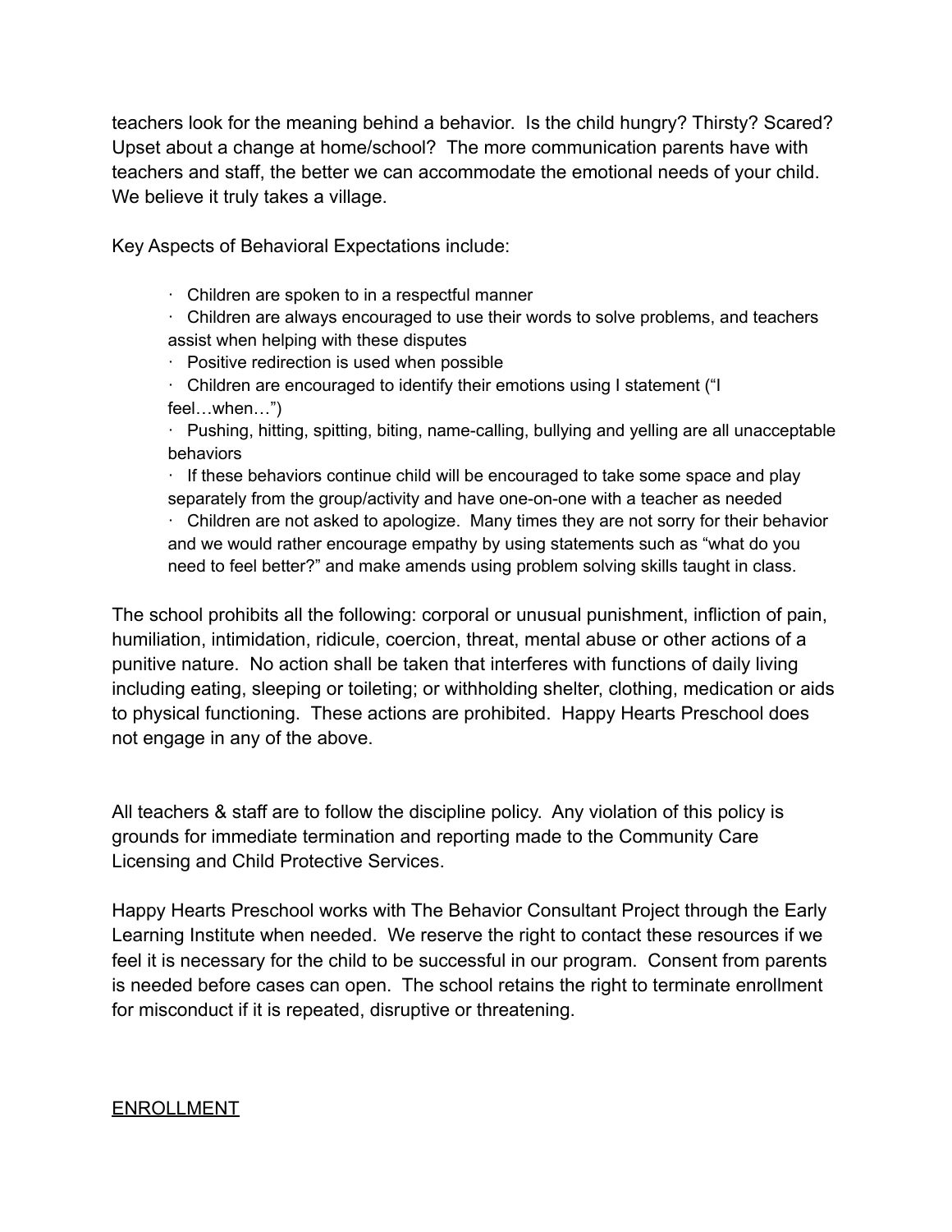teachers look for the meaning behind a behavior. Is the child hungry? Thirsty? Scared? Upset about a change at home/school? The more communication parents have with teachers and staff, the better we can accommodate the emotional needs of your child. We believe it truly takes a village.

Key Aspects of Behavioral Expectations include:

- Children are spoken to in a respectful manner
- Children are always encouraged to use their words to solve problems, and teachers assist when helping with these disputes
- Positive redirection is used when possible
- Children are encouraged to identify their emotions using I statement ("I feel…when…")
- Pushing, hitting, spitting, biting, name-calling, bullying and yelling are all unacceptable behaviors
- If these behaviors continue child will be encouraged to take some space and play separately from the group/activity and have one-on-one with a teacher as needed
- Children are not asked to apologize. Many times they are not sorry for their behavior and we would rather encourage empathy by using statements such as "what do you need to feel better?" and make amends using problem solving skills taught in class.

The school prohibits all the following: corporal or unusual punishment, infliction of pain, humiliation, intimidation, ridicule, coercion, threat, mental abuse or other actions of a punitive nature. No action shall be taken that interferes with functions of daily living including eating, sleeping or toileting; or withholding shelter, clothing, medication or aids to physical functioning. These actions are prohibited. Happy Hearts Preschool does not engage in any of the above.

All teachers & staff are to follow the discipline policy. Any violation of this policy is grounds for immediate termination and reporting made to the Community Care Licensing and Child Protective Services.

Happy Hearts Preschool works with The Behavior Consultant Project through the Early Learning Institute when needed. We reserve the right to contact these resources if we feel it is necessary for the child to be successful in our program. Consent from parents is needed before cases can open. The school retains the right to terminate enrollment for misconduct if it is repeated, disruptive or threatening.

<u>ENROLLMENT</u>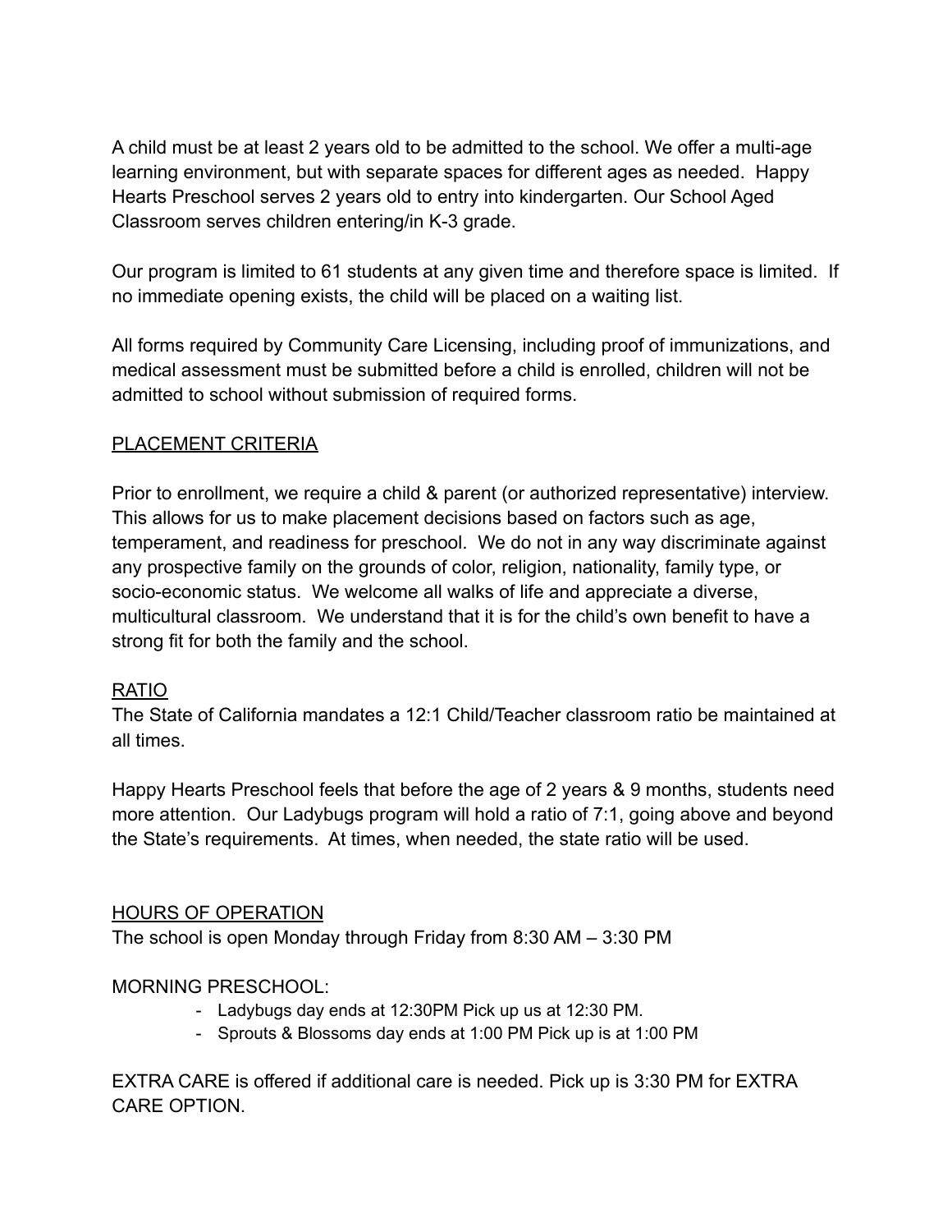A child must be at least 2 years old to be admitted to the school. We offer a multi-age learning environment, but with separate spaces for different ages as needed. Happy Hearts Preschool serves 2 years old to entry into kindergarten. Our School Aged Classroom serves children entering/in K-3 grade.

Our program is limited to 61 students at any given time and therefore space is limited. If no immediate opening exists, the child will be placed on a waiting list.

All forms required by Community Care Licensing, including proof of immunizations, and medical assessment must be submitted before a child is enrolled, children will not be admitted to school without submission of required forms.

<u>PLACEMENT CRITERIA</u>

Prior to enrollment, we require a child & parent (or authorized representative) interview. This allows for us to make placement decisions based on factors such as age, temperament, and readiness for preschool. We do not in any way discriminate against any prospective family on the grounds of color, religion, nationality, family type, or socio-economic status. We welcome all walks of life and appreciate a diverse, multicultural classroom. We understand that it is for the child's own benefit to have a strong fit for both the family and the school.

<u>RATIO</u>

The State of California mandates a 12:1 Child/Teacher classroom ratio be maintained at all times.

Happy Hearts Preschool feels that before the age of 2 years & 9 months, students need more attention. Our Ladybugs program will hold a ratio of 7:1, going above and beyond the State's requirements. At times, when needed, the state ratio will be used.

<u>HOURS OF OPERATION</u>

The school is open Monday through Friday from 8:30 AM – 3:30 PM

MORNING PRESCHOOL:

- Ladybugs day ends at 12:30PM Pick up us at 12:30 PM.
- Sprouts & Blossoms day ends at 1:00 PM Pick up is at 1:00 PM

EXTRA CARE is offered if additional care is needed. Pick up is 3:30 PM for EXTRA CARE OPTION.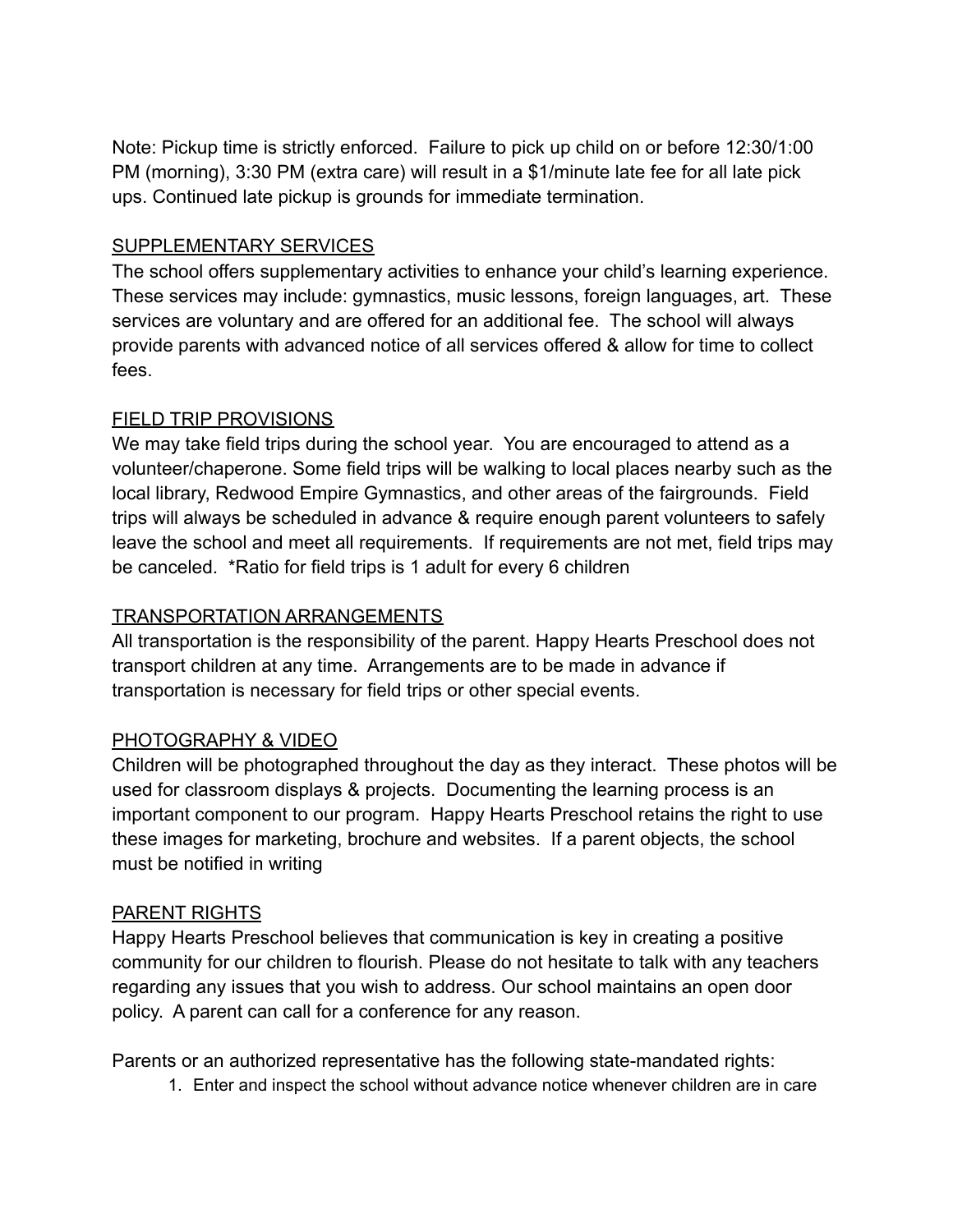Note: Pickup time is strictly enforced. Failure to pick up child on or before 12:30/1:00 PM (morning), 3:30 PM (extra care) will result in a $1/minute late fee for all late pick ups. Continued late pickup is grounds for immediate termination.

## SUPPLEMENTARY SERVICES

The school offers supplementary activities to enhance your child's learning experience. These services may include: gymnastics, music lessons, foreign languages, art. These services are voluntary and are offered for an additional fee. The school will always provide parents with advanced notice of all services offered & allow for time to collect fees.

## FIELD TRIP PROVISIONS

We may take field trips during the school year. You are encouraged to attend as a volunteer/chaperone. Some field trips will be walking to local places nearby such as the local library, Redwood Empire Gymnastics, and other areas of the fairgrounds. Field trips will always be scheduled in advance & require enough parent volunteers to safely leave the school and meet all requirements. If requirements are not met, field trips may be canceled. *Ratio for field trips is 1 adult for every 6 children

## TRANSPORTATION ARRANGEMENTS

All transportation is the responsibility of the parent. Happy Hearts Preschool does not transport children at any time. Arrangements are to be made in advance if transportation is necessary for field trips or other special events.

## PHOTOGRAPHY & VIDEO

Children will be photographed throughout the day as they interact. These photos will be used for classroom displays & projects. Documenting the learning process is an important component to our program. Happy Hearts Preschool retains the right to use these images for marketing, brochure and websites. If a parent objects, the school must be notified in writing

## PARENT RIGHTS

Happy Hearts Preschool believes that communication is key in creating a positive community for our children to flourish. Please do not hesitate to talk with any teachers regarding any issues that you wish to address. Our school maintains an open door policy. A parent can call for a conference for any reason.

Parents or an authorized representative has the following state-mandated rights:

1. Enter and inspect the school without advance notice whenever children are in care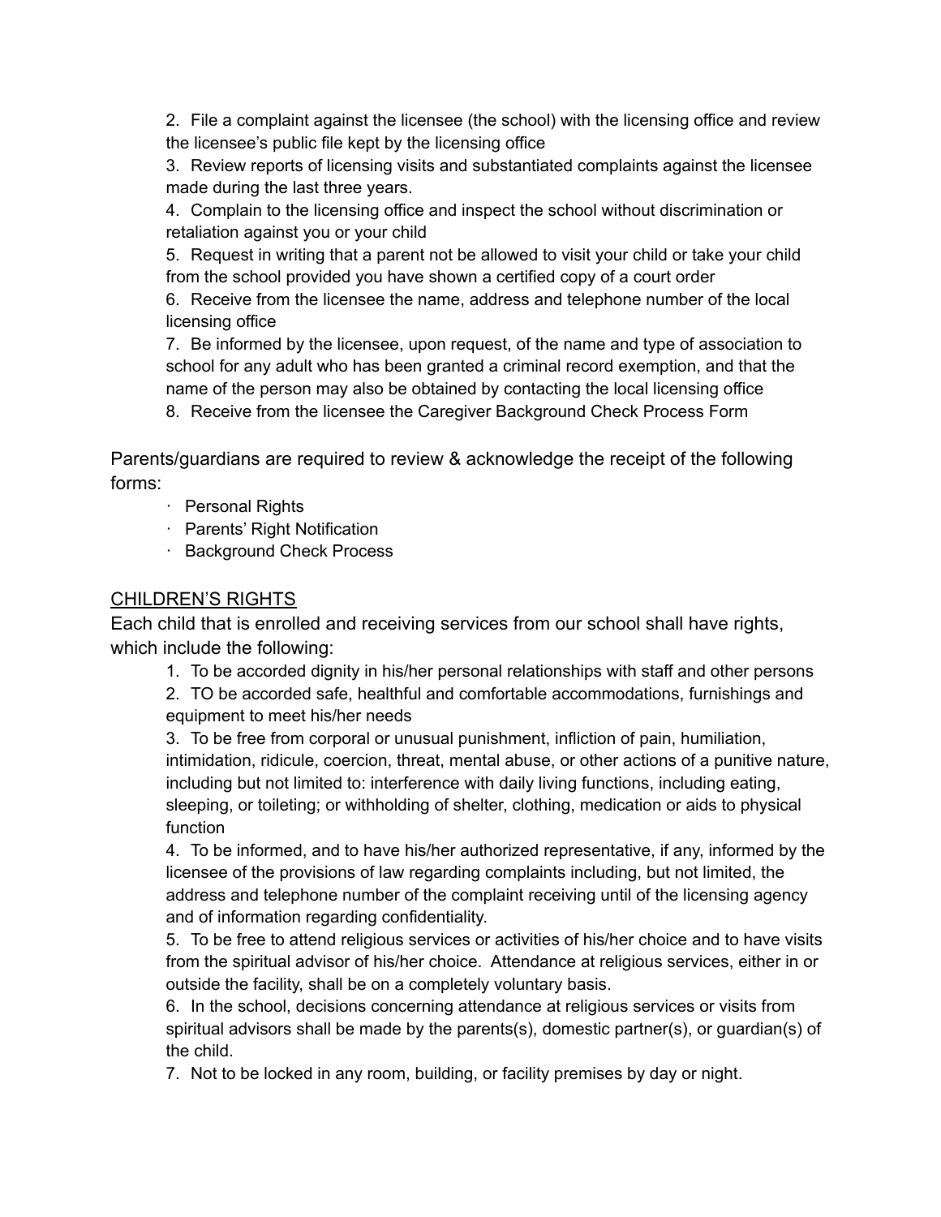2. File a complaint against the licensee (the school) with the licensing office and review the licensee's public file kept by the licensing office
3. Review reports of licensing visits and substantiated complaints against the licensee made during the last three years.
4. Complain to the licensing office and inspect the school without discrimination or retaliation against you or your child
5. Request in writing that a parent not be allowed to visit your child or take your child from the school provided you have shown a certified copy of a court order
6. Receive from the licensee the name, address and telephone number of the local licensing office
7. Be informed by the licensee, upon request, of the name and type of association to school for any adult who has been granted a criminal record exemption, and that the name of the person may also be obtained by contacting the local licensing office
8. Receive from the licensee the Caregiver Background Check Process Form

Parents/guardians are required to review & acknowledge the receipt of the following forms:

- Personal Rights
- Parents' Right Notification
- Background Check Process

## CHILDREN'S RIGHTS

Each child that is enrolled and receiving services from our school shall have rights, which include the following:

1. To be accorded dignity in his/her personal relationships with staff and other persons
2. TO be accorded safe, healthful and comfortable accommodations, furnishings and equipment to meet his/her needs
3. To be free from corporal or unusual punishment, infliction of pain, humiliation, intimidation, ridicule, coercion, threat, mental abuse, or other actions of a punitive nature, including but not limited to: interference with daily living functions, including eating, sleeping, or toileting; or withholding of shelter, clothing, medication or aids to physical function
4. To be informed, and to have his/her authorized representative, if any, informed by the licensee of the provisions of law regarding complaints including, but not limited, the address and telephone number of the complaint receiving until of the licensing agency and of information regarding confidentiality.
5. To be free to attend religious services or activities of his/her choice and to have visits from the spiritual advisor of his/her choice. Attendance at religious services, either in or outside the facility, shall be on a completely voluntary basis.
6. In the school, decisions concerning attendance at religious services or visits from spiritual advisors shall be made by the parents(s), domestic partner(s), or guardian(s) of the child.
7. Not to be locked in any room, building, or facility premises by day or night.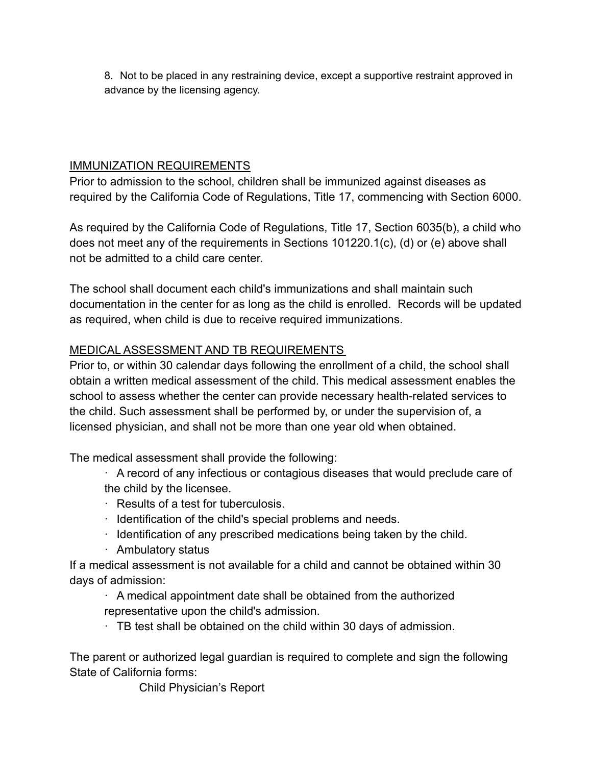8. Not to be placed in any restraining device, except a supportive restraint approved in advance by the licensing agency.

## IMMUNIZATION REQUIREMENTS

Prior to admission to the school, children shall be immunized against diseases as required by the California Code of Regulations, Title 17, commencing with Section 6000.

As required by the California Code of Regulations, Title 17, Section 6035(b), a child who does not meet any of the requirements in Sections 101220.1(c), (d) or (e) above shall not be admitted to a child care center.

The school shall document each child's immunizations and shall maintain such documentation in the center for as long as the child is enrolled. Records will be updated as required, when child is due to receive required immunizations.

## MEDICAL ASSESSMENT AND TB REQUIREMENTS

Prior to, or within 30 calendar days following the enrollment of a child, the school shall obtain a written medical assessment of the child. This medical assessment enables the school to assess whether the center can provide necessary health-related services to the child. Such assessment shall be performed by, or under the supervision of, a licensed physician, and shall not be more than one year old when obtained.

The medical assessment shall provide the following:

- A record of any infectious or contagious diseases that would preclude care of the child by the licensee.
- Results of a test for tuberculosis.
- Identification of the child's special problems and needs.
- Identification of any prescribed medications being taken by the child.
- Ambulatory status

If a medical assessment is not available for a child and cannot be obtained within 30 days of admission:

- A medical appointment date shall be obtained from the authorized representative upon the child's admission.
- TB test shall be obtained on the child within 30 days of admission.

The parent or authorized legal guardian is required to complete and sign the following State of California forms:

Child Physician's Report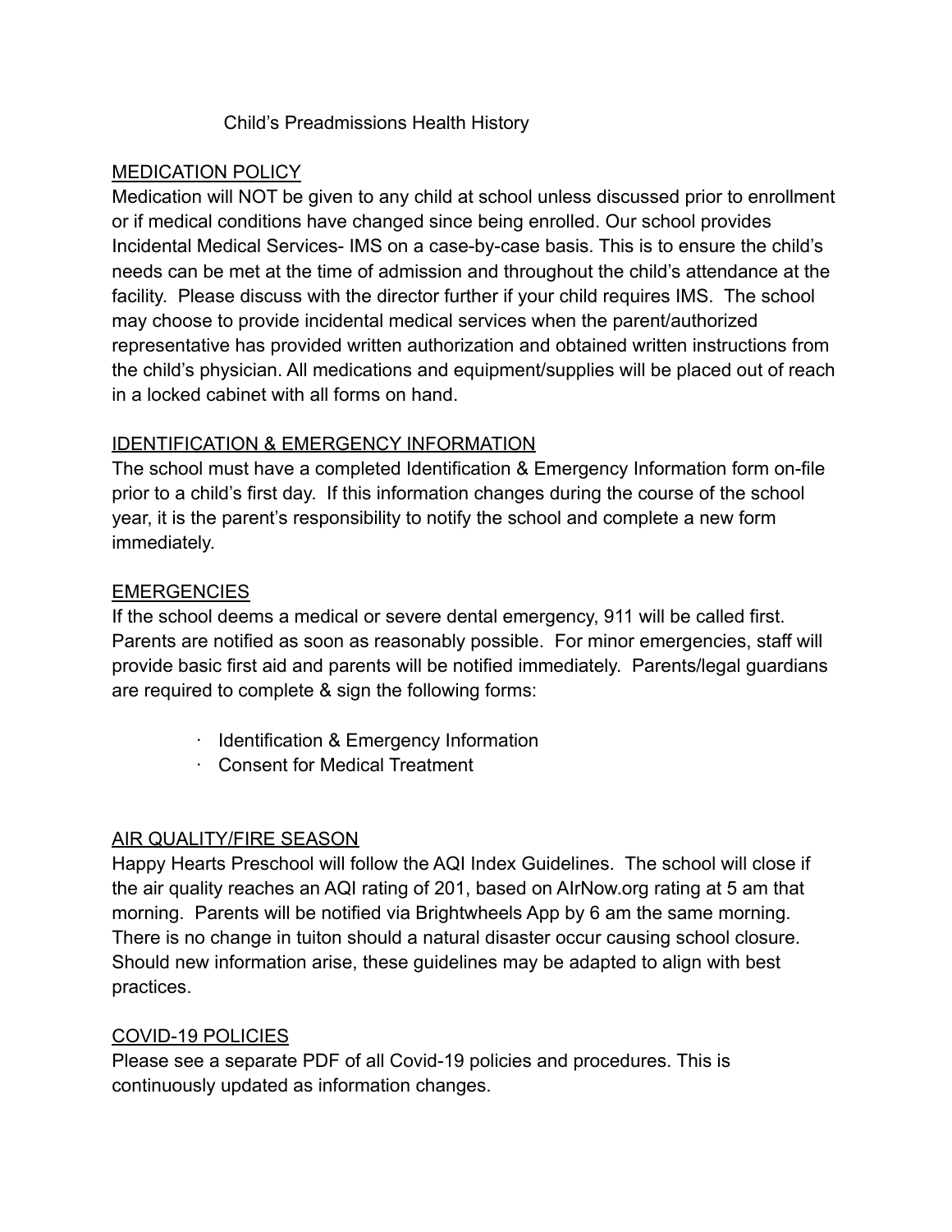# Child's Preadmissions Health History

## MEDICATION POLICY

Medication will NOT be given to any child at school unless discussed prior to enrollment or if medical conditions have changed since being enrolled. Our school provides Incidental Medical Services- IMS on a case-by-case basis. This is to ensure the child's needs can be met at the time of admission and throughout the child's attendance at the facility. Please discuss with the director further if your child requires IMS. The school may choose to provide incidental medical services when the parent/authorized representative has provided written authorization and obtained written instructions from the child's physician. All medications and equipment/supplies will be placed out of reach in a locked cabinet with all forms on hand.

## IDENTIFICATION & EMERGENCY INFORMATION

The school must have a completed Identification & Emergency Information form on-file prior to a child's first day. If this information changes during the course of the school year, it is the parent's responsibility to notify the school and complete a new form immediately.

## EMERGENCIES

If the school deems a medical or severe dental emergency, 911 will be called first. Parents are notified as soon as reasonably possible. For minor emergencies, staff will provide basic first aid and parents will be notified immediately. Parents/legal guardians are required to complete & sign the following forms:

- Identification & Emergency Information
- Consent for Medical Treatment

## AIR QUALITY/FIRE SEASON

Happy Hearts Preschool will follow the AQI Index Guidelines. The school will close if the air quality reaches an AQI rating of 201, based on AIrNow.org rating at 5 am that morning. Parents will be notified via Brightwheels App by 6 am the same morning. There is no change in tuiton should a natural disaster occur causing school closure. Should new information arise, these guidelines may be adapted to align with best practices.

## COVID-19 POLICIES

Please see a separate PDF of all Covid-19 policies and procedures. This is continuously updated as information changes.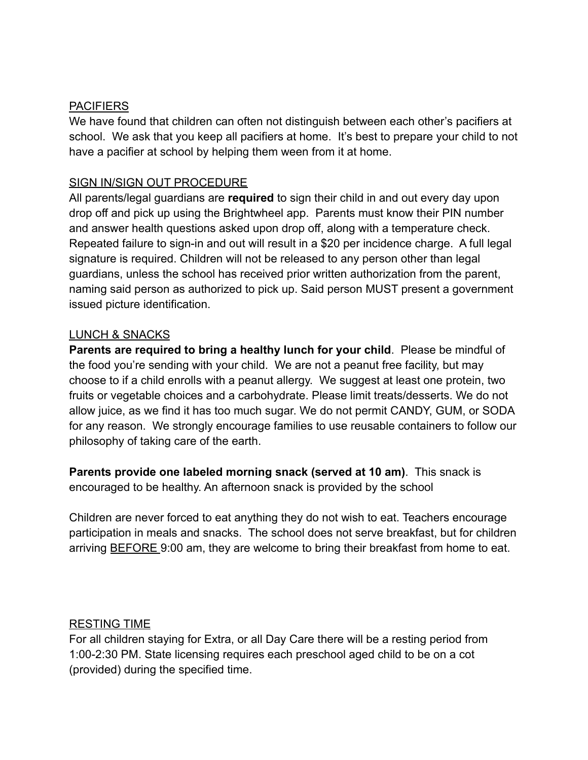<u>PACIFIERS</u>

We have found that children can often not distinguish between each other's pacifiers at school. We ask that you keep all pacifiers at home. It's best to prepare your child to not have a pacifier at school by helping them ween from it at home.

<u>SIGN IN/SIGN OUT PROCEDURE</u>

All parents/legal guardians are **required** to sign their child in and out every day upon drop off and pick up using the Brightwheel app. Parents must know their PIN number and answer health questions asked upon drop off, along with a temperature check. Repeated failure to sign-in and out will result in a $20 per incidence charge. A full legal signature is required. Children will not be released to any person other than legal guardians, unless the school has received prior written authorization from the parent, naming said person as authorized to pick up. Said person MUST present a government issued picture identification.

<u>LUNCH & SNACKS</u>

**Parents are required to bring a healthy lunch for your child**. Please be mindful of the food you're sending with your child. We are not a peanut free facility, but may choose to if a child enrolls with a peanut allergy. We suggest at least one protein, two fruits or vegetable choices and a carbohydrate. Please limit treats/desserts. We do not allow juice, as we find it has too much sugar. We do not permit CANDY, GUM, or SODA for any reason. We strongly encourage families to use reusable containers to follow our philosophy of taking care of the earth.

**Parents provide one labeled morning snack (served at 10 am)**. This snack is encouraged to be healthy. An afternoon snack is provided by the school

Children are never forced to eat anything they do not wish to eat. Teachers encourage participation in meals and snacks. The school does not serve breakfast, but for children arriving <u>BEFORE</u> 9:00 am, they are welcome to bring their breakfast from home to eat.

<u>RESTING TIME</u>

For all children staying for Extra, or all Day Care there will be a resting period from 1:00-2:30 PM. State licensing requires each preschool aged child to be on a cot (provided) during the specified time.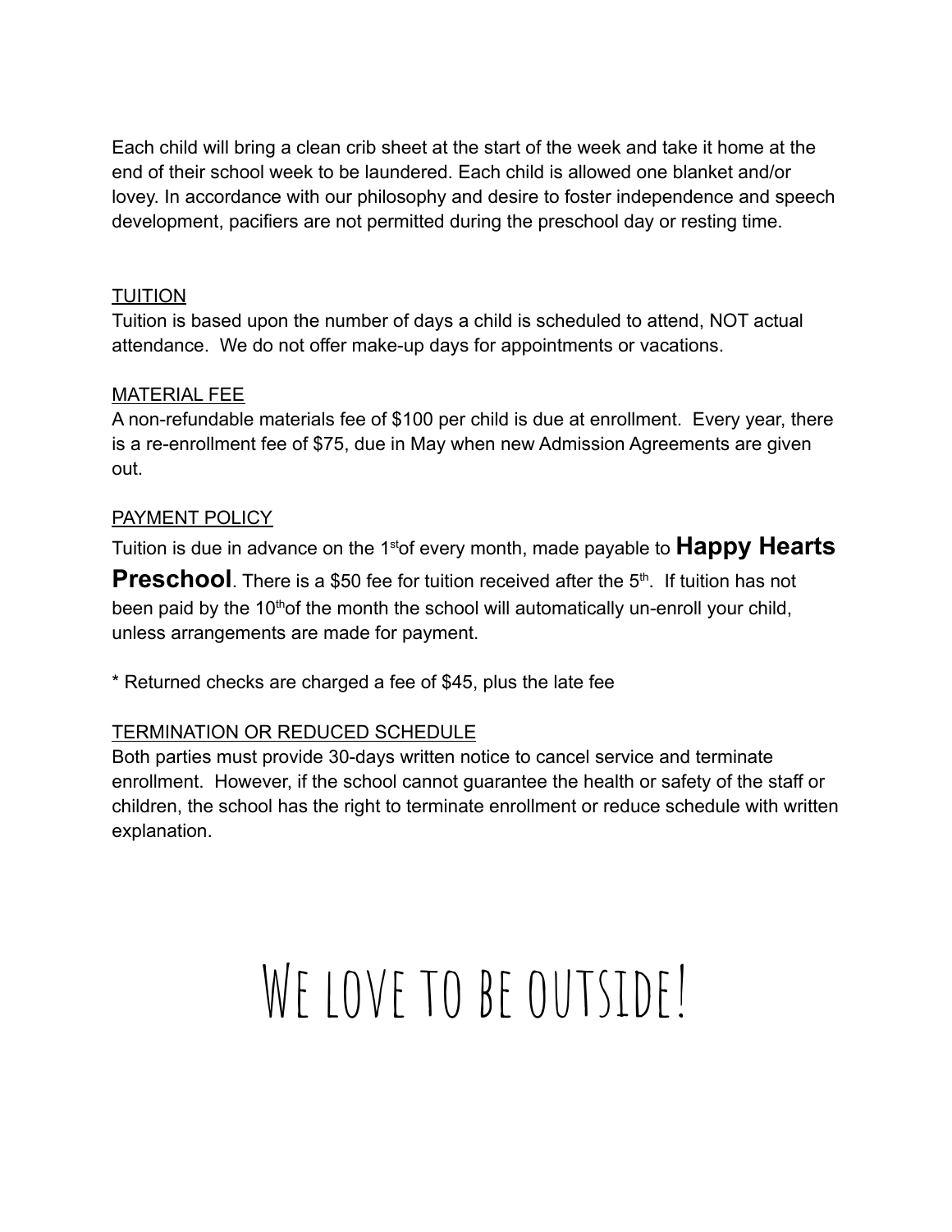Each child will bring a clean crib sheet at the start of the week and take it home at the end of their school week to be laundered. Each child is allowed one blanket and/or lovey. In accordance with our philosophy and desire to foster independence and speech development, pacifiers are not permitted during the preschool day or resting time.

## TUITION

Tuition is based upon the number of days a child is scheduled to attend, NOT actual attendance. We do not offer make-up days for appointments or vacations.

## MATERIAL FEE

A non-refundable materials fee of $100 per child is due at enrollment. Every year, there is a re-enrollment fee of $75, due in May when new Admission Agreements are given out.

## PAYMENT POLICY

Tuition is due in advance on the 1st of every month, made payable to **Happy Hearts Preschool**. There is a $50 fee for tuition received after the 5th. If tuition has not been paid by the 10th of the month the school will automatically un-enroll your child, unless arrangements are made for payment.

* Returned checks are charged a fee of $45, plus the late fee

## TERMINATION OR REDUCED SCHEDULE

Both parties must provide 30-days written notice to cancel service and terminate enrollment. However, if the school cannot guarantee the health or safety of the staff or children, the school has the right to terminate enrollment or reduce schedule with written explanation.

# We love to be outside!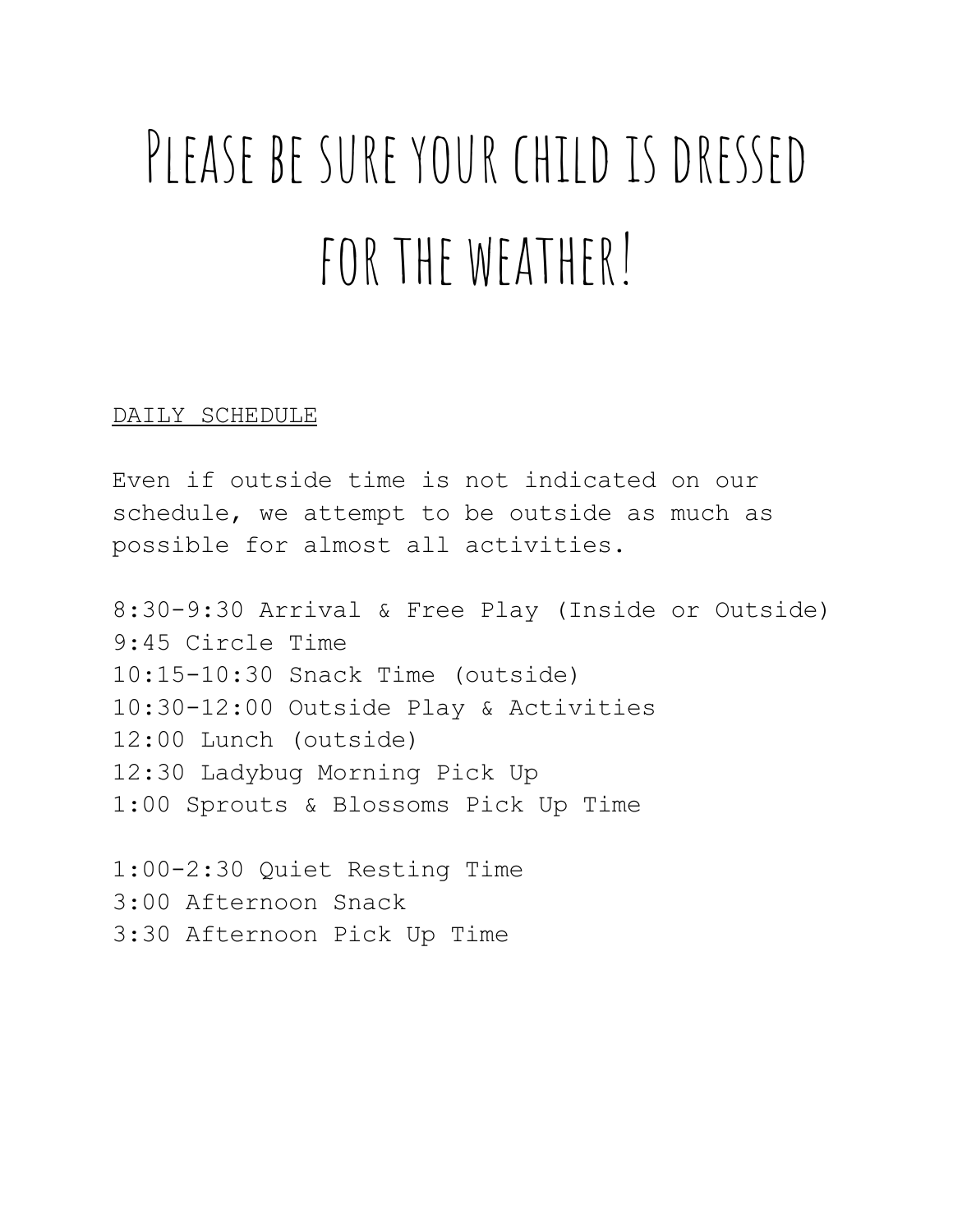# Please be sure your child is dressed for the weather!

<u>DAILY SCHEDULE</u>

Even if outside time is not indicated on our schedule, we attempt to be outside as much as possible for almost all activities.

8:30-9:30 Arrival & Free Play (Inside or Outside)
9:45 Circle Time
10:15-10:30 Snack Time (outside)
10:30-12:00 Outside Play & Activities
12:00 Lunch (outside)
12:30 Ladybug Morning Pick Up
1:00 Sprouts & Blossoms Pick Up Time

1:00-2:30 Quiet Resting Time
3:00 Afternoon Snack
3:30 Afternoon Pick Up Time